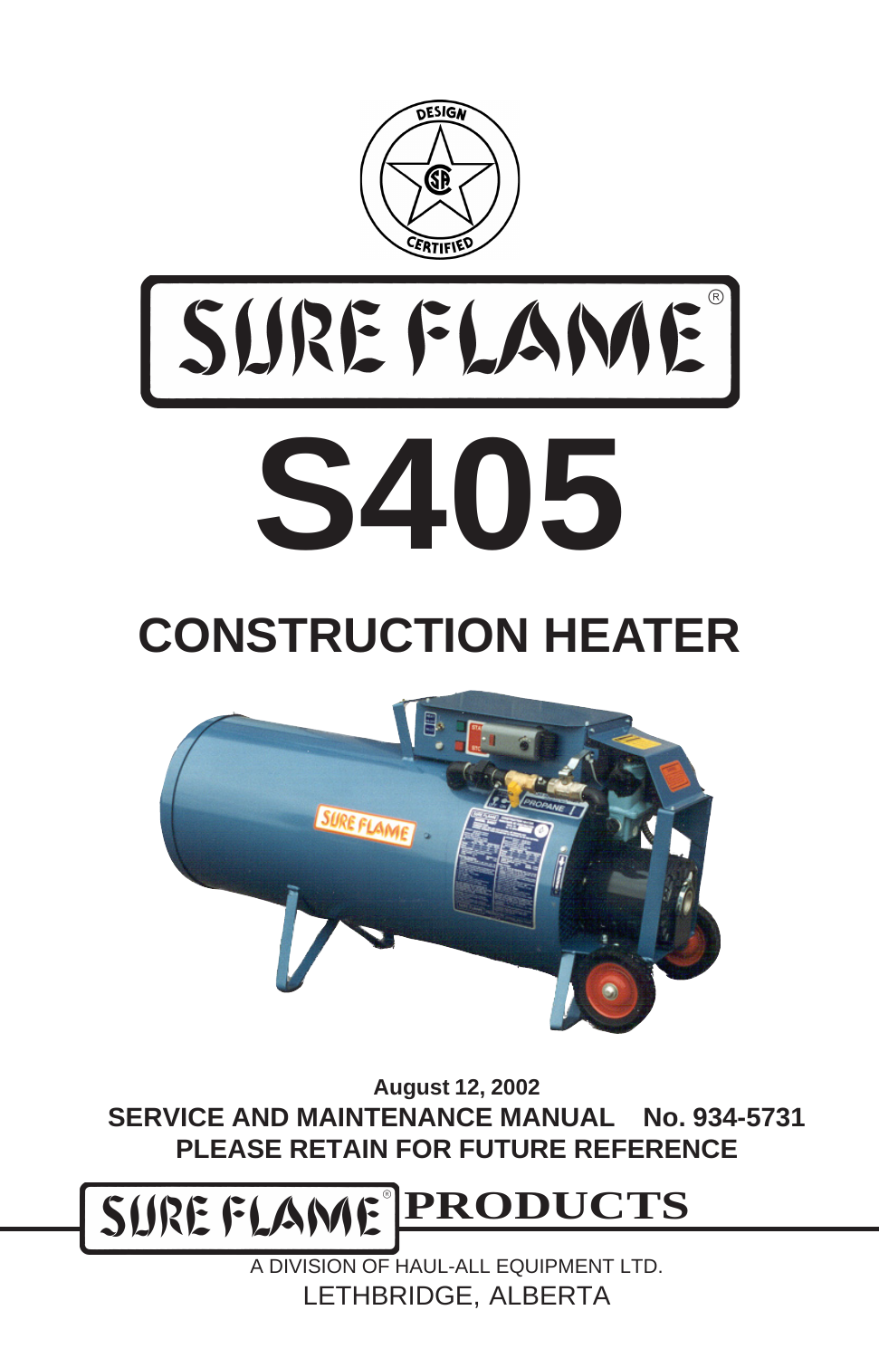DESIGN CERTIFIED

# SURE FLAME®

# S405

## CONSTRUCTION HEATER

**August 12, 2002**

**SERVICE AND MAINTENANCE MANUAL No. 934-5731**

**PLEASE RETAIN FOR FUTURE REFERENCE**

**SURE FLAME® PRODUCTS**

A DIVISION OF HAUL-ALL EQUIPMENT LTD.

LETHBRIDGE, ALBERTA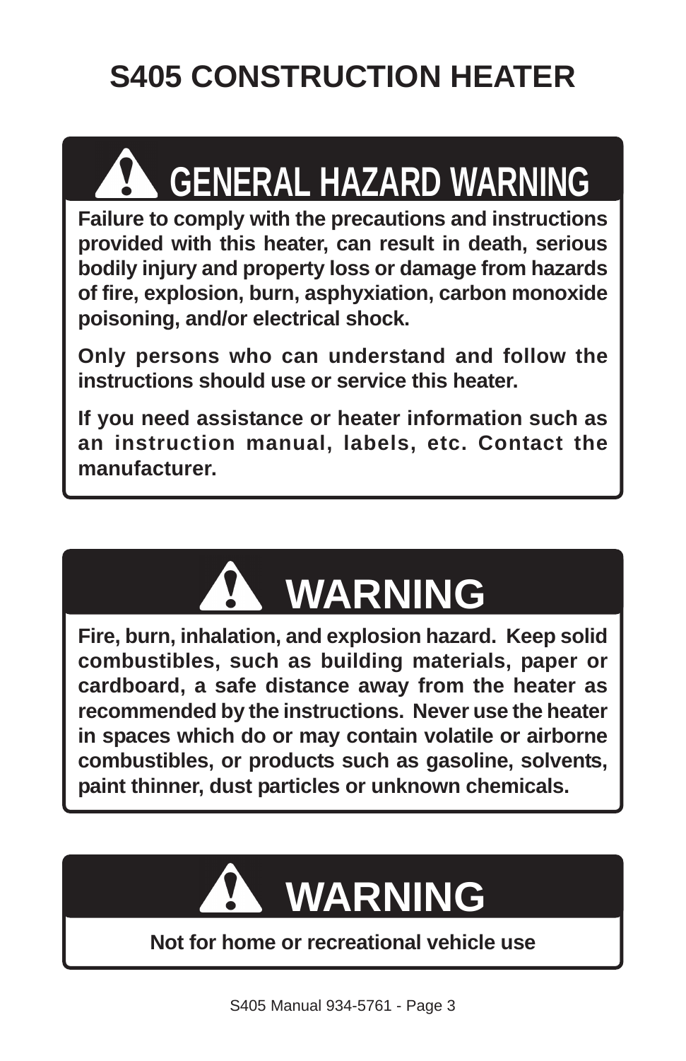# S405 CONSTRUCTION HEATER

## ⚠ GENERAL HAZARD WARNING

**Failure to comply with the precautions and instructions provided with this heater, can result in death, serious bodily injury and property loss or damage from hazards of fire, explosion, burn, asphyxiation, carbon monoxide poisoning, and/or electrical shock.**

**Only persons who can understand and follow the instructions should use or service this heater.**

**If you need assistance or heater information such as an instruction manual, labels, etc. Contact the manufacturer.**

## ⚠ WARNING

**Fire, burn, inhalation, and explosion hazard. Keep solid combustibles, such as building materials, paper or cardboard, a safe distance away from the heater as recommended by the instructions. Never use the heater in spaces which do or may contain volatile or airborne combustibles, or products such as gasoline, solvents, paint thinner, dust particles or unknown chemicals.**

## ⚠ WARNING

**Not for home or recreational vehicle use**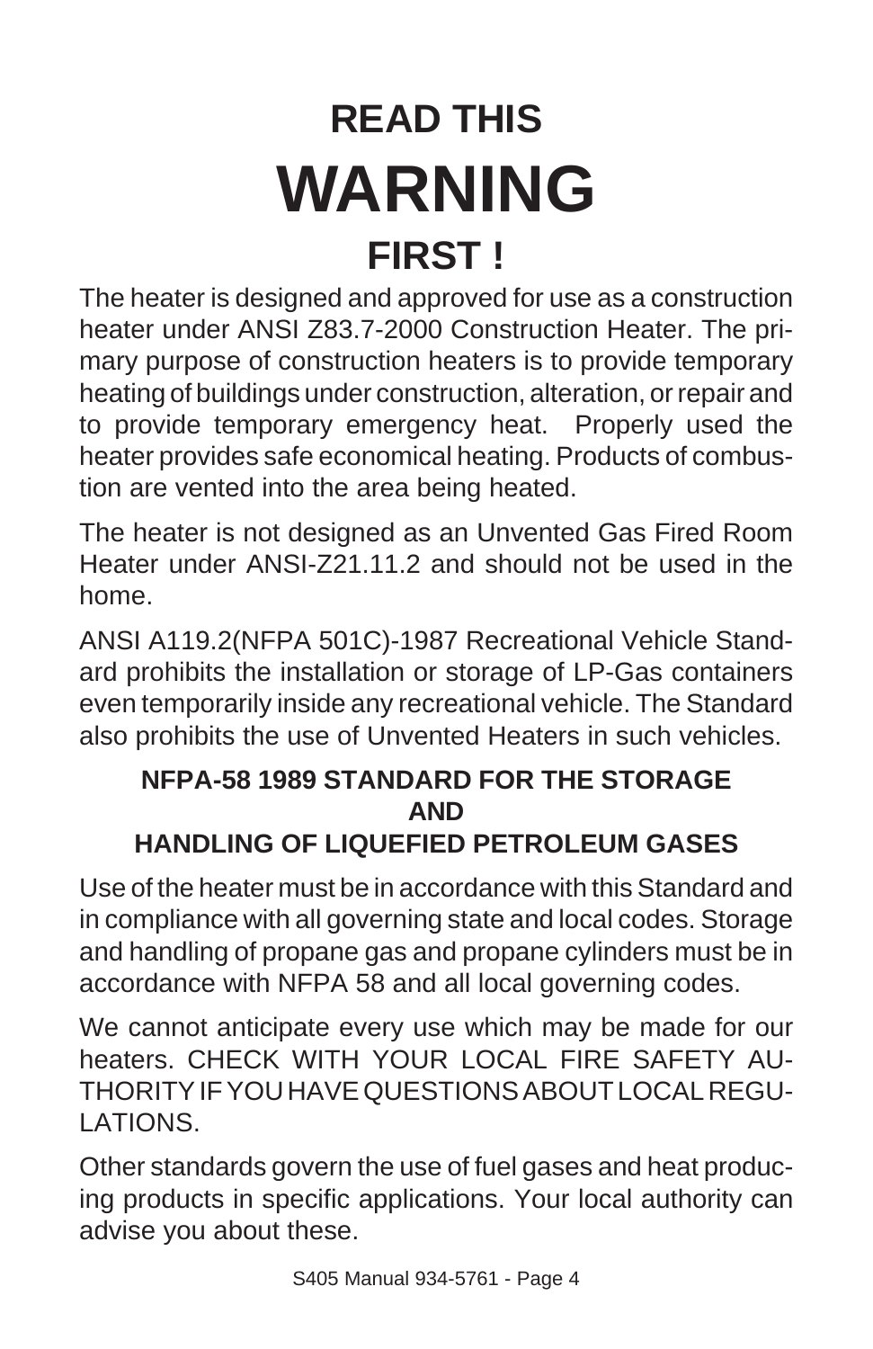# READ THIS WARNING FIRST !

The heater is designed and approved for use as a construction heater under ANSI Z83.7-2000 Construction Heater. The primary purpose of construction heaters is to provide temporary heating of buildings under construction, alteration, or repair and to provide temporary emergency heat. Properly used the heater provides safe economical heating. Products of combustion are vented into the area being heated.

The heater is not designed as an Unvented Gas Fired Room Heater under ANSI-Z21.11.2 and should not be used in the home.

ANSI A119.2(NFPA 501C)-1987 Recreational Vehicle Standard prohibits the installation or storage of LP-Gas containers even temporarily inside any recreational vehicle. The Standard also prohibits the use of Unvented Heaters in such vehicles.

### NFPA-58 1989 STANDARD FOR THE STORAGE AND HANDLING OF LIQUEFIED PETROLEUM GASES

Use of the heater must be in accordance with this Standard and in compliance with all governing state and local codes. Storage and handling of propane gas and propane cylinders must be in accordance with NFPA 58 and all local governing codes.

We cannot anticipate every use which may be made for our heaters. CHECK WITH YOUR LOCAL FIRE SAFETY AUTHORITY IF YOU HAVE QUESTIONS ABOUT LOCAL REGULATIONS.

Other standards govern the use of fuel gases and heat producing products in specific applications. Your local authority can advise you about these.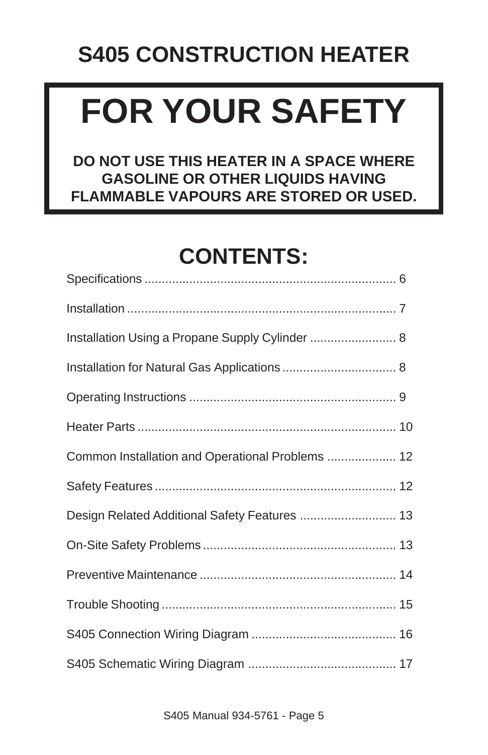# S405 CONSTRUCTION HEATER

## FOR YOUR SAFETY

**DO NOT USE THIS HEATER IN A SPACE WHERE GASOLINE OR OTHER LIQUIDS HAVING FLAMMABLE VAPOURS ARE STORED OR USED.**

## CONTENTS:

Specifications ........................................................................ 6

Installation ............................................................................. 7

Installation Using a Propane Supply Cylinder ......................... 8

Installation for Natural Gas Applications ................................. 8

Operating Instructions ............................................................ 9

Heater Parts ........................................................................... 10

Common Installation and Operational Problems .................... 12

Safety Features ...................................................................... 12

Design Related Additional Safety Features ............................ 13

On-Site Safety Problems ........................................................ 13

Preventive Maintenance ......................................................... 14

Trouble Shooting .................................................................... 15

S405 Connection Wiring Diagram .......................................... 16

S405 Schematic Wiring Diagram ........................................... 17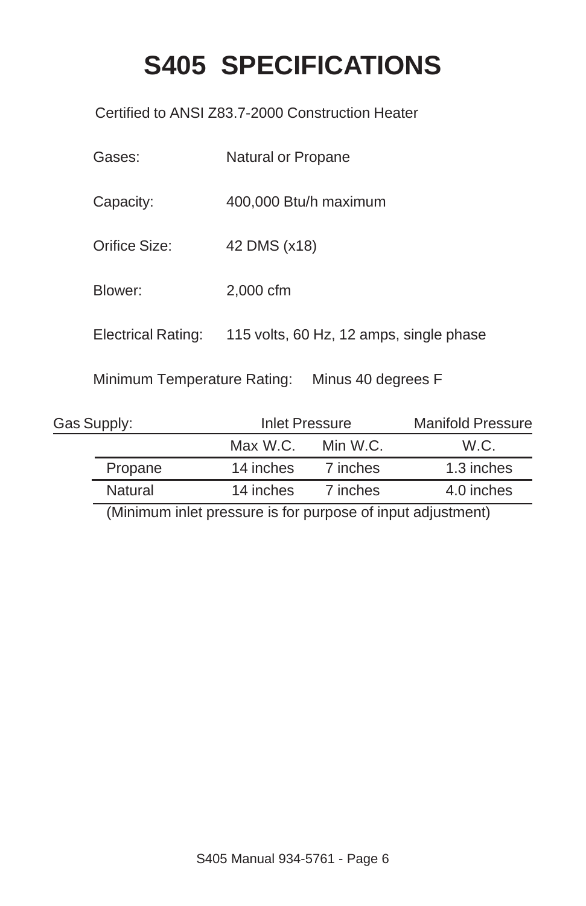# S405 SPECIFICATIONS

Certified to ANSI Z83.7-2000 Construction Heater

Gases: Natural or Propane

Capacity: 400,000 Btu/h maximum

Orifice Size: 42 DMS (x18)

Blower: 2,000 cfm

Electrical Rating: 115 volts, 60 Hz, 12 amps, single phase

Minimum Temperature Rating: Minus 40 degrees F

| Gas Supply: | Inlet Pressure | | Manifold Pressure |
|---|---|---|---|
| | Max W.C. | Min W.C. | W.C. |
| Propane | 14 inches | 7 inches | 1.3 inches |
| Natural | 14 inches | 7 inches | 4.0 inches |

(Minimum inlet pressure is for purpose of input adjustment)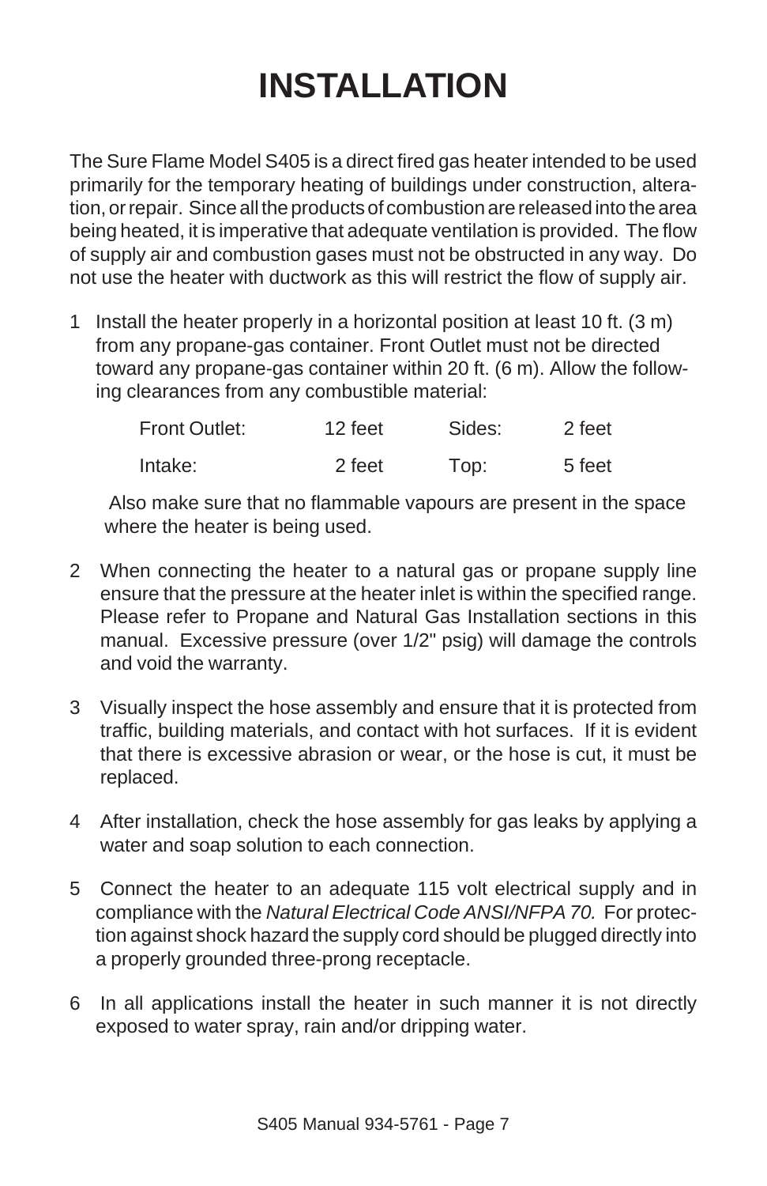# INSTALLATION

The Sure Flame Model S405 is a direct fired gas heater intended to be used primarily for the temporary heating of buildings under construction, alteration, or repair. Since all the products of combustion are released into the area being heated, it is imperative that adequate ventilation is provided. The flow of supply air and combustion gases must not be obstructed in any way. Do not use the heater with ductwork as this will restrict the flow of supply air.

1 Install the heater properly in a horizontal position at least 10 ft. (3 m) from any propane-gas container. Front Outlet must not be directed toward any propane-gas container within 20 ft. (6 m). Allow the following clearances from any combustible material:

| | | | |
|---|---|---|---|
| Front Outlet: | 12 feet | Sides: | 2 feet |
| Intake: | 2 feet | Top: | 5 feet |

Also make sure that no flammable vapours are present in the space where the heater is being used.

2 When connecting the heater to a natural gas or propane supply line ensure that the pressure at the heater inlet is within the specified range. Please refer to Propane and Natural Gas Installation sections in this manual. Excessive pressure (over 1/2" psig) will damage the controls and void the warranty.

3 Visually inspect the hose assembly and ensure that it is protected from traffic, building materials, and contact with hot surfaces. If it is evident that there is excessive abrasion or wear, or the hose is cut, it must be replaced.

4 After installation, check the hose assembly for gas leaks by applying a water and soap solution to each connection.

5 Connect the heater to an adequate 115 volt electrical supply and in compliance with the *Natural Electrical Code ANSI/NFPA 70.* For protection against shock hazard the supply cord should be plugged directly into a properly grounded three-prong receptacle.

6 In all applications install the heater in such manner it is not directly exposed to water spray, rain and/or dripping water.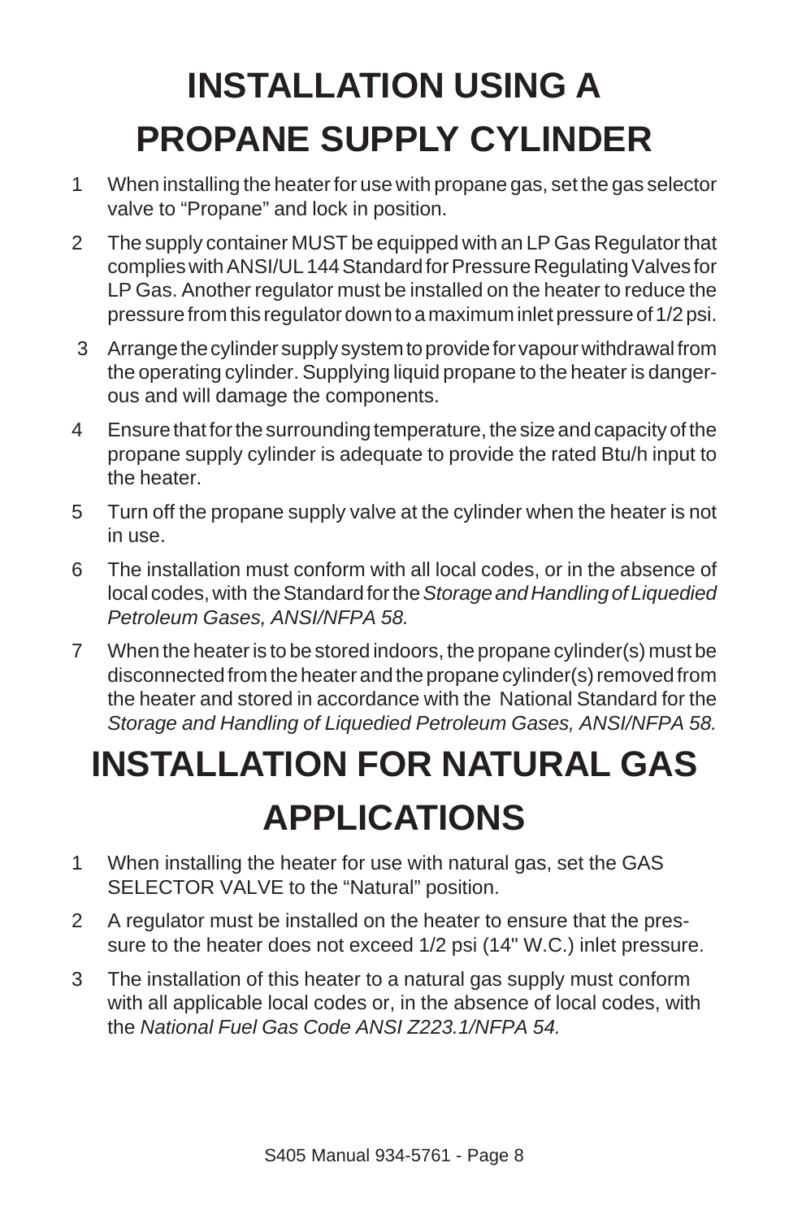# INSTALLATION USING A PROPANE SUPPLY CYLINDER

1. When installing the heater for use with propane gas, set the gas selector valve to “Propane” and lock in position.
2. The supply container MUST be equipped with an LP Gas Regulator that complies with ANSI/UL 144 Standard for Pressure Regulating Valves for LP Gas. Another regulator must be installed on the heater to reduce the pressure from this regulator down to a maximum inlet pressure of 1/2 psi.
3. Arrange the cylinder supply system to provide for vapour withdrawal from the operating cylinder. Supplying liquid propane to the heater is dangerous and will damage the components.
4. Ensure that for the surrounding temperature, the size and capacity of the propane supply cylinder is adequate to provide the rated Btu/h input to the heater.
5. Turn off the propane supply valve at the cylinder when the heater is not in use.
6. The installation must conform with all local codes, or in the absence of local codes, with the Standard for the *Storage and Handling of Liquedied Petroleum Gases, ANSI/NFPA 58.*
7. When the heater is to be stored indoors, the propane cylinder(s) must be disconnected from the heater and the propane cylinder(s) removed from the heater and stored in accordance with the National Standard for the *Storage and Handling of Liquedied Petroleum Gases, ANSI/NFPA 58.*

# INSTALLATION FOR NATURAL GAS APPLICATIONS

1. When installing the heater for use with natural gas, set the GAS SELECTOR VALVE to the “Natural” position.
2. A regulator must be installed on the heater to ensure that the pressure to the heater does not exceed 1/2 psi (14" W.C.) inlet pressure.
3. The installation of this heater to a natural gas supply must conform with all applicable local codes or, in the absence of local codes, with the *National Fuel Gas Code ANSI Z223.1/NFPA 54.*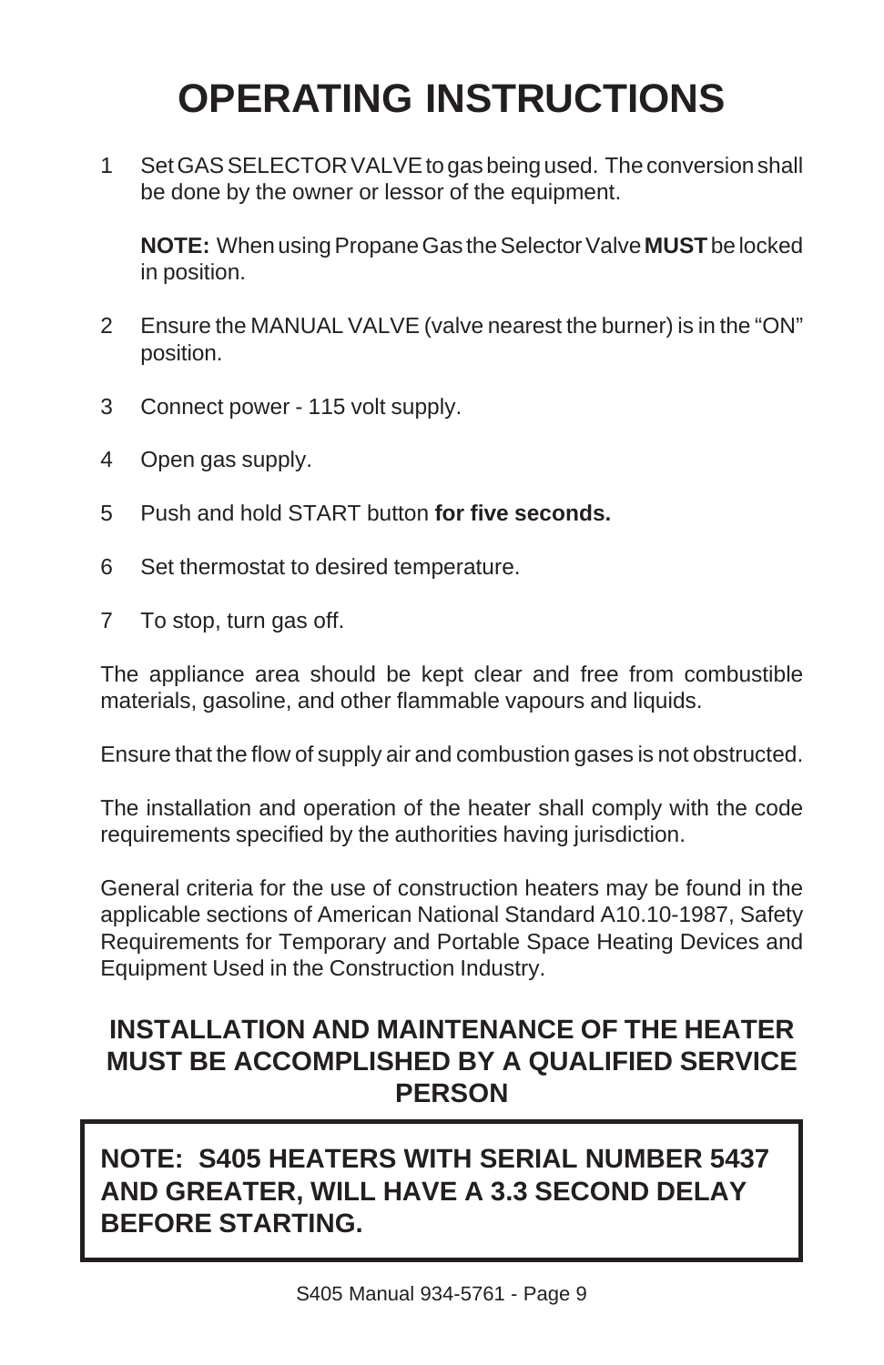# OPERATING INSTRUCTIONS

1. Set GAS SELECTOR VALVE to gas being used. The conversion shall be done by the owner or lessor of the equipment.

   **NOTE:** When using Propane Gas the Selector Valve **MUST** be locked in position.

2. Ensure the MANUAL VALVE (valve nearest the burner) is in the "ON" position.

3. Connect power - 115 volt supply.

4. Open gas supply.

5. Push and hold START button **for five seconds.**

6. Set thermostat to desired temperature.

7. To stop, turn gas off.

The appliance area should be kept clear and free from combustible materials, gasoline, and other flammable vapours and liquids.

Ensure that the flow of supply air and combustion gases is not obstructed.

The installation and operation of the heater shall comply with the code requirements specified by the authorities having jurisdiction.

General criteria for the use of construction heaters may be found in the applicable sections of American National Standard A10.10-1987, Safety Requirements for Temporary and Portable Space Heating Devices and Equipment Used in the Construction Industry.

## INSTALLATION AND MAINTENANCE OF THE HEATER MUST BE ACCOMPLISHED BY A QUALIFIED SERVICE PERSON

**NOTE: S405 HEATERS WITH SERIAL NUMBER 5437 AND GREATER, WILL HAVE A 3.3 SECOND DELAY BEFORE STARTING.**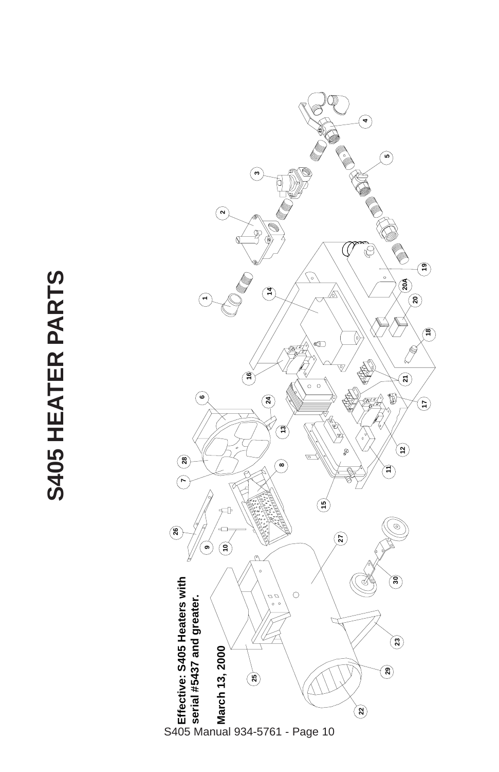# S405 HEATER PARTS

**Effective: S405 Heaters with serial #5437 and greater.**

**March 13, 2000**

1 2 3 4 5 6 7 8 9 10 11 12 13 14 15 16 17 18 19 20 20A 21 22 23 24 25 26 27 28 29 30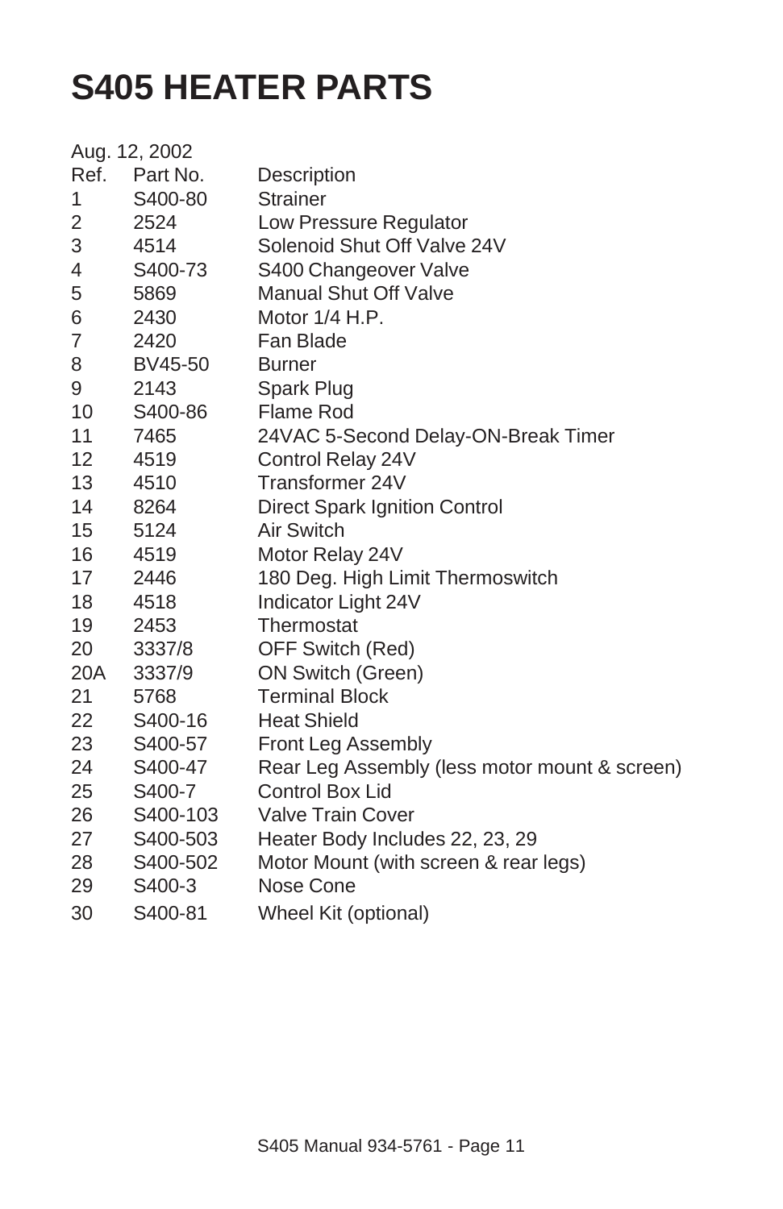# S405 HEATER PARTS

Aug. 12, 2002

| Ref. | Part No. | Description |
|---|---|---|
| 1 | S400-80 | Strainer |
| 2 | 2524 | Low Pressure Regulator |
| 3 | 4514 | Solenoid Shut Off Valve 24V |
| 4 | S400-73 | S400 Changeover Valve |
| 5 | 5869 | Manual Shut Off Valve |
| 6 | 2430 | Motor 1/4 H.P. |
| 7 | 2420 | Fan Blade |
| 8 | BV45-50 | Burner |
| 9 | 2143 | Spark Plug |
| 10 | S400-86 | Flame Rod |
| 11 | 7465 | 24VAC 5-Second Delay-ON-Break Timer |
| 12 | 4519 | Control Relay 24V |
| 13 | 4510 | Transformer 24V |
| 14 | 8264 | Direct Spark Ignition Control |
| 15 | 5124 | Air Switch |
| 16 | 4519 | Motor Relay 24V |
| 17 | 2446 | 180 Deg. High Limit Thermoswitch |
| 18 | 4518 | Indicator Light 24V |
| 19 | 2453 | Thermostat |
| 20 | 3337/8 | OFF Switch (Red) |
| 20A | 3337/9 | ON Switch (Green) |
| 21 | 5768 | Terminal Block |
| 22 | S400-16 | Heat Shield |
| 23 | S400-57 | Front Leg Assembly |
| 24 | S400-47 | Rear Leg Assembly (less motor mount & screen) |
| 25 | S400-7 | Control Box Lid |
| 26 | S400-103 | Valve Train Cover |
| 27 | S400-503 | Heater Body Includes 22, 23, 29 |
| 28 | S400-502 | Motor Mount (with screen & rear legs) |
| 29 | S400-3 | Nose Cone |
| 30 | S400-81 | Wheel Kit (optional) |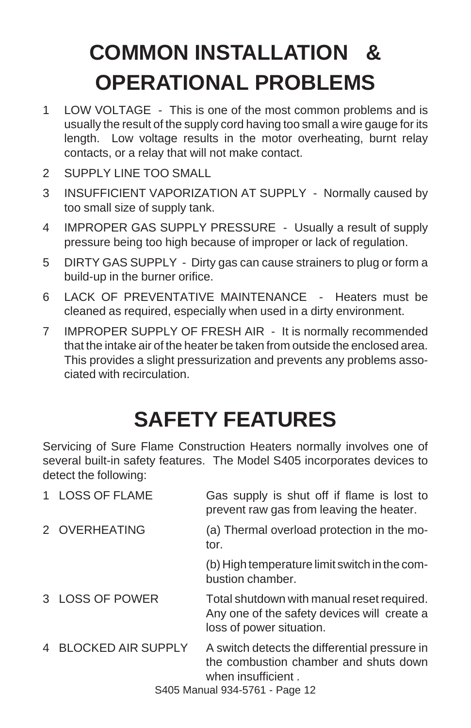# COMMON INSTALLATION & OPERATIONAL PROBLEMS

1. LOW VOLTAGE - This is one of the most common problems and is usually the result of the supply cord having too small a wire gauge for its length. Low voltage results in the motor overheating, burnt relay contacts, or a relay that will not make contact.
2. SUPPLY LINE TOO SMALL
3. INSUFFICIENT VAPORIZATION AT SUPPLY - Normally caused by too small size of supply tank.
4. IMPROPER GAS SUPPLY PRESSURE - Usually a result of supply pressure being too high because of improper or lack of regulation.
5. DIRTY GAS SUPPLY - Dirty gas can cause strainers to plug or form a build-up in the burner orifice.
6. LACK OF PREVENTATIVE MAINTENANCE - Heaters must be cleaned as required, especially when used in a dirty environment.
7. IMPROPER SUPPLY OF FRESH AIR - It is normally recommended that the intake air of the heater be taken from outside the enclosed area. This provides a slight pressurization and prevents any problems associated with recirculation.

# SAFETY FEATURES

Servicing of Sure Flame Construction Heaters normally involves one of several built-in safety features. The Model S405 incorporates devices to detect the following:

| | |
|---|---|
| 1 LOSS OF FLAME | Gas supply is shut off if flame is lost to prevent raw gas from leaving the heater. |
| 2 OVERHEATING | (a) Thermal overload protection in the motor. |
| | (b) High temperature limit switch in the combustion chamber. |
| 3 LOSS OF POWER | Total shutdown with manual reset required. Any one of the safety devices will create a loss of power situation. |
| 4 BLOCKED AIR SUPPLY | A switch detects the differential pressure in the combustion chamber and shuts down when insufficient . |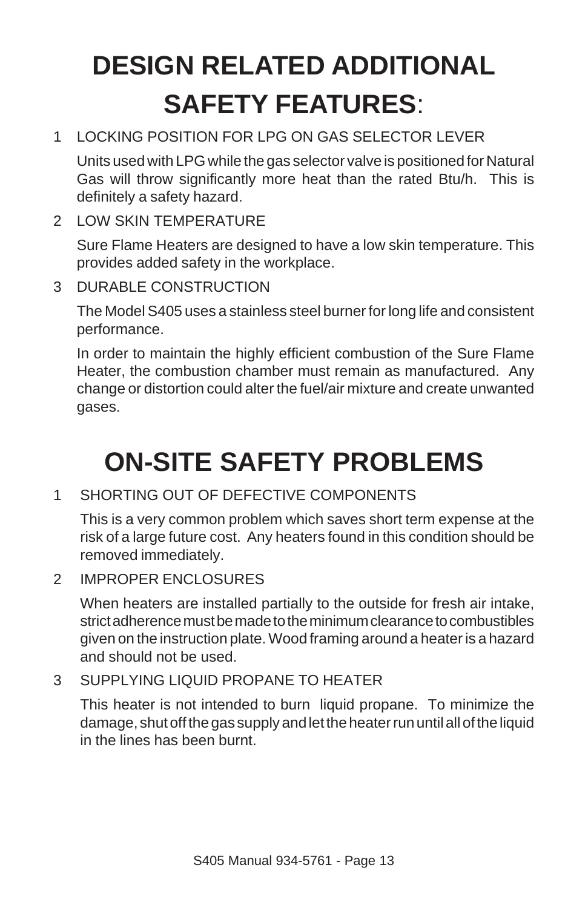# DESIGN RELATED ADDITIONAL SAFETY FEATURES:

1. LOCKING POSITION FOR LPG ON GAS SELECTOR LEVER

   Units used with LPG while the gas selector valve is positioned for Natural Gas will throw significantly more heat than the rated Btu/h. This is definitely a safety hazard.

2. LOW SKIN TEMPERATURE

   Sure Flame Heaters are designed to have a low skin temperature. This provides added safety in the workplace.

3. DURABLE CONSTRUCTION

   The Model S405 uses a stainless steel burner for long life and consistent performance.

   In order to maintain the highly efficient combustion of the Sure Flame Heater, the combustion chamber must remain as manufactured. Any change or distortion could alter the fuel/air mixture and create unwanted gases.

# ON-SITE SAFETY PROBLEMS

1. SHORTING OUT OF DEFECTIVE COMPONENTS

   This is a very common problem which saves short term expense at the risk of a large future cost. Any heaters found in this condition should be removed immediately.

2. IMPROPER ENCLOSURES

   When heaters are installed partially to the outside for fresh air intake, strict adherence must be made to the minimum clearance to combustibles given on the instruction plate. Wood framing around a heater is a hazard and should not be used.

3. SUPPLYING LIQUID PROPANE TO HEATER

   This heater is not intended to burn liquid propane. To minimize the damage, shut off the gas supply and let the heater run until all of the liquid in the lines has been burnt.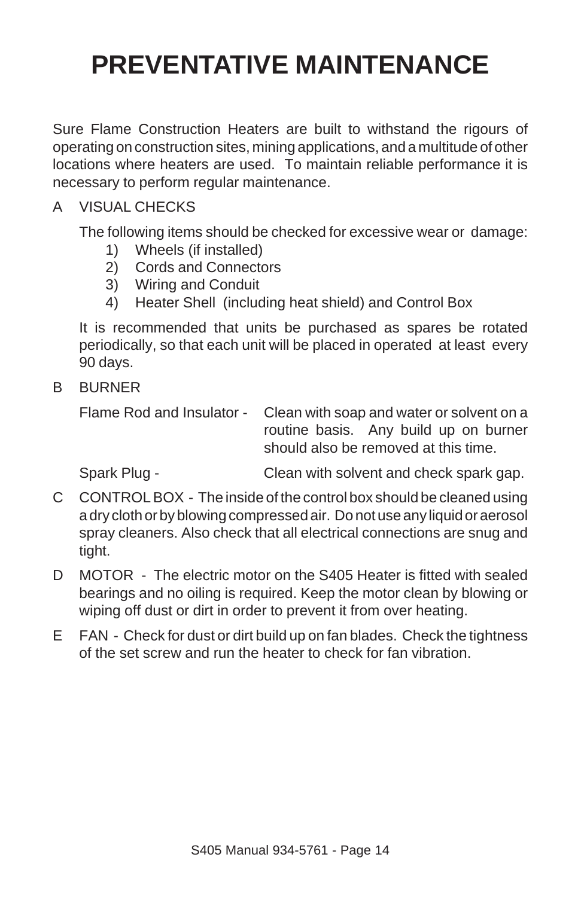# PREVENTATIVE MAINTENANCE

Sure Flame Construction Heaters are built to withstand the rigours of operating on construction sites, mining applications, and a multitude of other locations where heaters are used. To maintain reliable performance it is necessary to perform regular maintenance.

A VISUAL CHECKS

The following items should be checked for excessive wear or damage:

1) Wheels (if installed)
2) Cords and Connectors
3) Wiring and Conduit
4) Heater Shell (including heat shield) and Control Box

It is recommended that units be purchased as spares be rotated periodically, so that each unit will be placed in operated at least every 90 days.

B BURNER

Flame Rod and Insulator - Clean with soap and water or solvent on a routine basis. Any build up on burner should also be removed at this time.

Spark Plug - Clean with solvent and check spark gap.

C CONTROL BOX - The inside of the control box should be cleaned using a dry cloth or by blowing compressed air. Do not use any liquid or aerosol spray cleaners. Also check that all electrical connections are snug and tight.

D MOTOR - The electric motor on the S405 Heater is fitted with sealed bearings and no oiling is required. Keep the motor clean by blowing or wiping off dust or dirt in order to prevent it from over heating.

E FAN - Check for dust or dirt build up on fan blades. Check the tightness of the set screw and run the heater to check for fan vibration.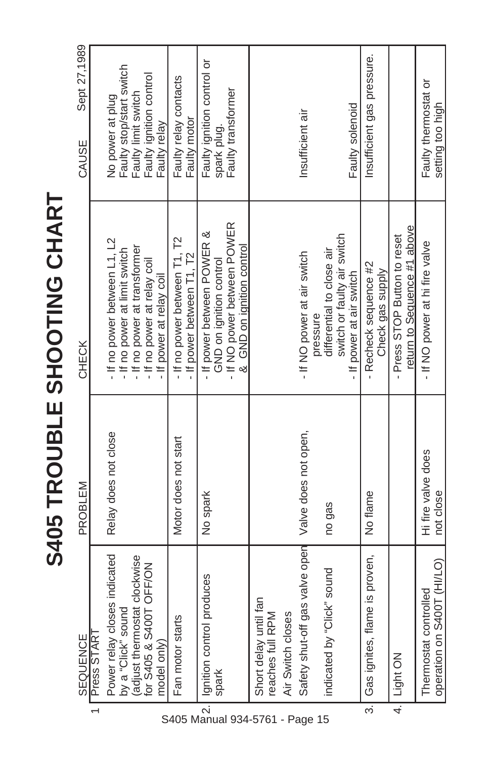# S405 TROUBLE SHOOTING CHART

Sept 27,1989

| | SEQUENCE | PROBLEM | CHECK | CAUSE |
|---|---|---|---|---|
| 1 | Press START | | | |
| | Power relay closes indicated by a "Click" sound (adjust thermostat clockwise for S405 & S400T OFF/ON model only) | Relay does not close | - If no power between L1, L2<br>- If no power at limit switch<br>- If no power at transformer<br>- If no power at relay coil<br>- If power at relay coil | No power at plug<br>Faulty stop/start switch<br>Faulty limit switch<br>Faulty ignition control<br>Faulty relay |
| | Fan motor starts | Motor does not start | - If no power between T1, T2<br>- If power between T1, T2 | Faulty relay contacts<br>Faulty motor |
| 2. | Ignition control produces spark | No spark | - If power between POWER & GND on ignition control<br>- If NO power between POWER & GND on ignition control | Faulty ignition control or spark plug.<br>Faulty transformer |
| | Short delay until fan reaches full RPM<br>Air Switch closes<br>Safety shut-off gas valve open indicated by "Click" sound | Valve does not open, no gas | - If NO power at air switch pressure differential to close air switch or faulty air switch<br>- If power at air switch | Insufficient air<br><br>Faulty solenoid |
| 3. | Gas ignites, flame is proven, | No flame | - Recheck sequence #2 Check gas supply | Insufficient gas pressure. |
| 4. | Light ON | | - Press STOP Button to reset return to Sequence #1 above | |
| | Thermostat controlled operation on S400T (HI/LO) | Hi fire valve does not close | - If NO power at hi fire valve | Faulty thermostat or setting too high |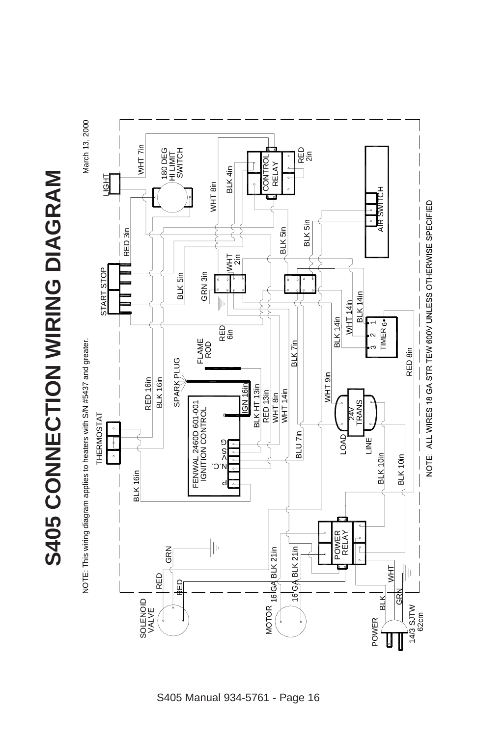# S405 CONNECTION WIRING DIAGRAM

NOTE: This wiring diagram applies to heaters with S/N #5437 and greater.

March 13, 2000

LIGHT

WHT 7in

180 DEG HI LIMIT SWITCH

CONTROL RELAY

RED 2in

BLK 4in

WHT 8in

AIR SWITCH

RED 3in

START STOP

BLK 5in

BLK 5in

BLK 5in

WHT 2in

GRN 3in

BLK 14in

WHT 14in

BLK 14in

TIMER 3 2 1 6

RED 6in

FLAME ROD

BLK 7in

RED 8in

SPARK PLUG

RED 16in

BLK 16in

WHT 9in

THERMOSTAT

FENWAL 2460D 601-001 IGNITION CONTROL

P N V C G

IGN 16in

BLK HT 13in

RED 13in

WHT 8in

WHT 14in

24V TRANS

LOAD

LINE

BLU 7in

BLK 16in

BLK 10in

BLK 10in

POWER RELAY

GRN

RED

RED

SOLENOID VALVE

16 GA BLK 21in

16 GA BLK 21in

MOTOR

WHT

BLK

GRN

POWER

14/3 SJTW 62cm

NOTE: ALL WIRES 18 GA STR TEW 600V UNLESS OTHERWISE SPECIFIED

S405 Manual 934-5761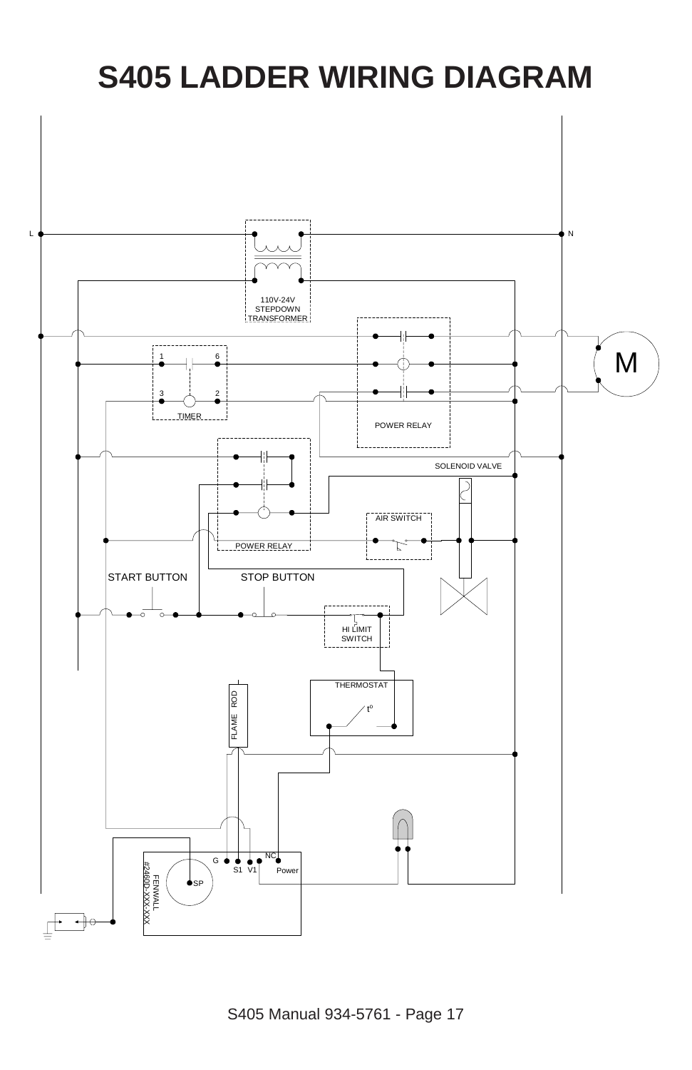# S405 LADDER WIRING DIAGRAM

L

N

110V-24V
STEPDOWN
TRANSFORMER

M

1

6

3

2

TIMER

POWER RELAY

SOLENOID VALVE

AIR SWITCH

POWER RELAY

START BUTTON

STOP BUTTON

HI LIMIT
SWITCH

THERMOSTAT

t°

FLAME ROD

G

S1

V1

NC

Power

SP

FENWALL
#2460D-XXX-XXX